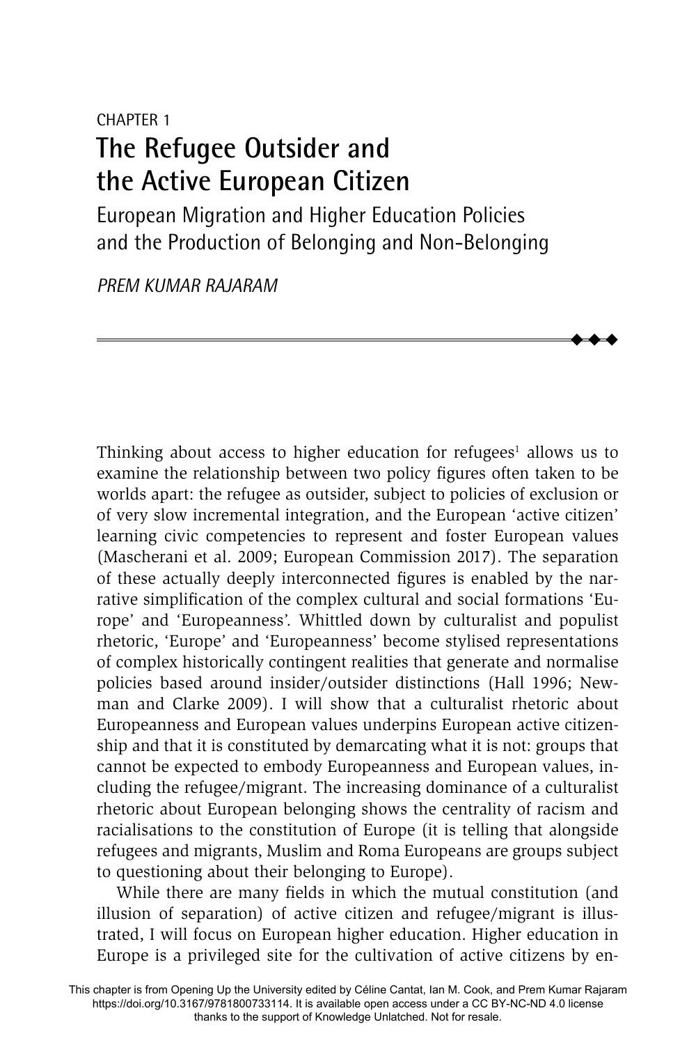CHAPTER 1

# The Refugee Outsider and the Active European Citizen

## European Migration and Higher Education Policies and the Production of Belonging and Non-Belonging

*PREM KUMAR RAJARAM*

Thinking about access to higher education for refugees[1] allows us to examine the relationship between two policy figures often taken to be worlds apart: the refugee as outsider, subject to policies of exclusion or of very slow incremental integration, and the European 'active citizen' learning civic competencies to represent and foster European values (Mascherani et al. 2009; European Commission 2017). The separation of these actually deeply interconnected figures is enabled by the narrative simplification of the complex cultural and social formations 'Europe' and 'Europeanness'. Whittled down by culturalist and populist rhetoric, 'Europe' and 'Europeanness' become stylised representations of complex historically contingent realities that generate and normalise policies based around insider/outsider distinctions (Hall 1996; Newman and Clarke 2009). I will show that a culturalist rhetoric about Europeanness and European values underpins European active citizenship and that it is constituted by demarcating what it is not: groups that cannot be expected to embody Europeanness and European values, including the refugee/migrant. The increasing dominance of a culturalist rhetoric about European belonging shows the centrality of racism and racialisations to the constitution of Europe (it is telling that alongside refugees and migrants, Muslim and Roma Europeans are groups subject to questioning about their belonging to Europe).

While there are many fields in which the mutual constitution (and illusion of separation) of active citizen and refugee/migrant is illustrated, I will focus on European higher education. Higher education in Europe is a privileged site for the cultivation of active citizens by en-

This chapter is from Opening Up the University edited by Céline Cantat, Ian M. Cook, and Prem Kumar Rajaram https://doi.org/10.3167/9781800733114. It is available open access under a CC BY-NC-ND 4.0 license thanks to the support of Knowledge Unlatched. Not for resale.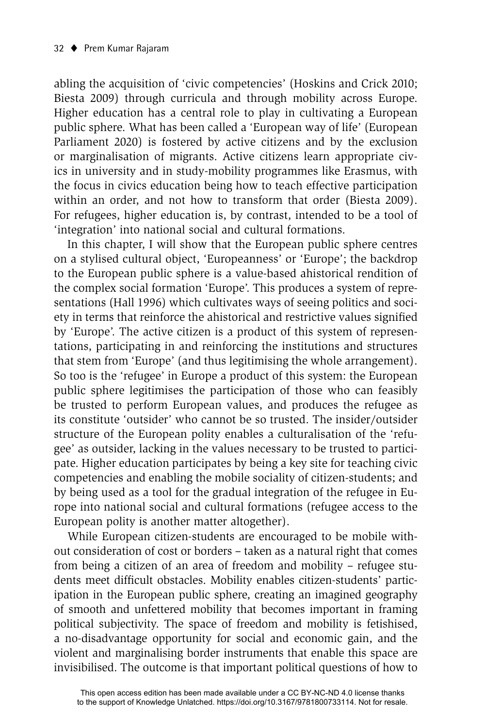abling the acquisition of 'civic competencies' (Hoskins and Crick 2010; Biesta 2009) through curricula and through mobility across Europe. Higher education has a central role to play in cultivating a European public sphere. What has been called a 'European way of life' (European Parliament 2020) is fostered by active citizens and by the exclusion or marginalisation of migrants. Active citizens learn appropriate civics in university and in study-mobility programmes like Erasmus, with the focus in civics education being how to teach effective participation within an order, and not how to transform that order (Biesta 2009). For refugees, higher education is, by contrast, intended to be a tool of 'integration' into national social and cultural formations.

In this chapter, I will show that the European public sphere centres on a stylised cultural object, 'Europeanness' or 'Europe'; the backdrop to the European public sphere is a value-based ahistorical rendition of the complex social formation 'Europe'. This produces a system of representations (Hall 1996) which cultivates ways of seeing politics and society in terms that reinforce the ahistorical and restrictive values signified by 'Europe'. The active citizen is a product of this system of representations, participating in and reinforcing the institutions and structures that stem from 'Europe' (and thus legitimising the whole arrangement). So too is the 'refugee' in Europe a product of this system: the European public sphere legitimises the participation of those who can feasibly be trusted to perform European values, and produces the refugee as its constitute 'outsider' who cannot be so trusted. The insider/outsider structure of the European polity enables a culturalisation of the 'refugee' as outsider, lacking in the values necessary to be trusted to participate. Higher education participates by being a key site for teaching civic competencies and enabling the mobile sociality of citizen-students; and by being used as a tool for the gradual integration of the refugee in Europe into national social and cultural formations (refugee access to the European polity is another matter altogether).

While European citizen-students are encouraged to be mobile without consideration of cost or borders – taken as a natural right that comes from being a citizen of an area of freedom and mobility – refugee students meet difficult obstacles. Mobility enables citizen-students' participation in the European public sphere, creating an imagined geography of smooth and unfettered mobility that becomes important in framing political subjectivity. The space of freedom and mobility is fetishised, a no-disadvantage opportunity for social and economic gain, and the violent and marginalising border instruments that enable this space are invisibilised. The outcome is that important political questions of how to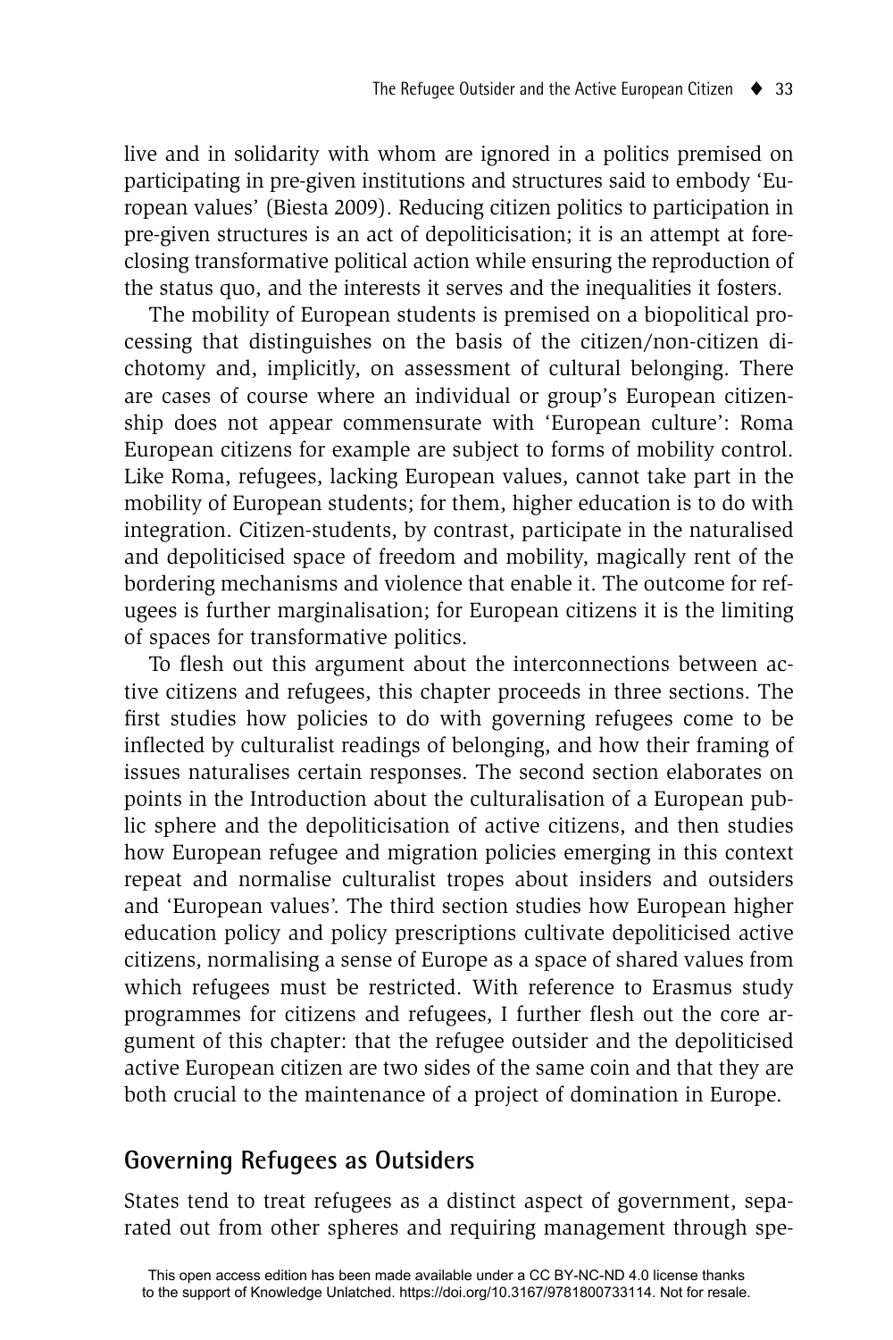live and in solidarity with whom are ignored in a politics premised on participating in pre-given institutions and structures said to embody 'European values' (Biesta 2009). Reducing citizen politics to participation in pre-given structures is an act of depoliticisation; it is an attempt at foreclosing transformative political action while ensuring the reproduction of the status quo, and the interests it serves and the inequalities it fosters.

The mobility of European students is premised on a biopolitical processing that distinguishes on the basis of the citizen/non-citizen dichotomy and, implicitly, on assessment of cultural belonging. There are cases of course where an individual or group's European citizenship does not appear commensurate with 'European culture': Roma European citizens for example are subject to forms of mobility control. Like Roma, refugees, lacking European values, cannot take part in the mobility of European students; for them, higher education is to do with integration. Citizen-students, by contrast, participate in the naturalised and depoliticised space of freedom and mobility, magically rent of the bordering mechanisms and violence that enable it. The outcome for refugees is further marginalisation; for European citizens it is the limiting of spaces for transformative politics.

To flesh out this argument about the interconnections between active citizens and refugees, this chapter proceeds in three sections. The first studies how policies to do with governing refugees come to be inflected by culturalist readings of belonging, and how their framing of issues naturalises certain responses. The second section elaborates on points in the Introduction about the culturalisation of a European public sphere and the depoliticisation of active citizens, and then studies how European refugee and migration policies emerging in this context repeat and normalise culturalist tropes about insiders and outsiders and 'European values'. The third section studies how European higher education policy and policy prescriptions cultivate depoliticised active citizens, normalising a sense of Europe as a space of shared values from which refugees must be restricted. With reference to Erasmus study programmes for citizens and refugees, I further flesh out the core argument of this chapter: that the refugee outsider and the depoliticised active European citizen are two sides of the same coin and that they are both crucial to the maintenance of a project of domination in Europe.

## Governing Refugees as Outsiders

States tend to treat refugees as a distinct aspect of government, separated out from other spheres and requiring management through spe-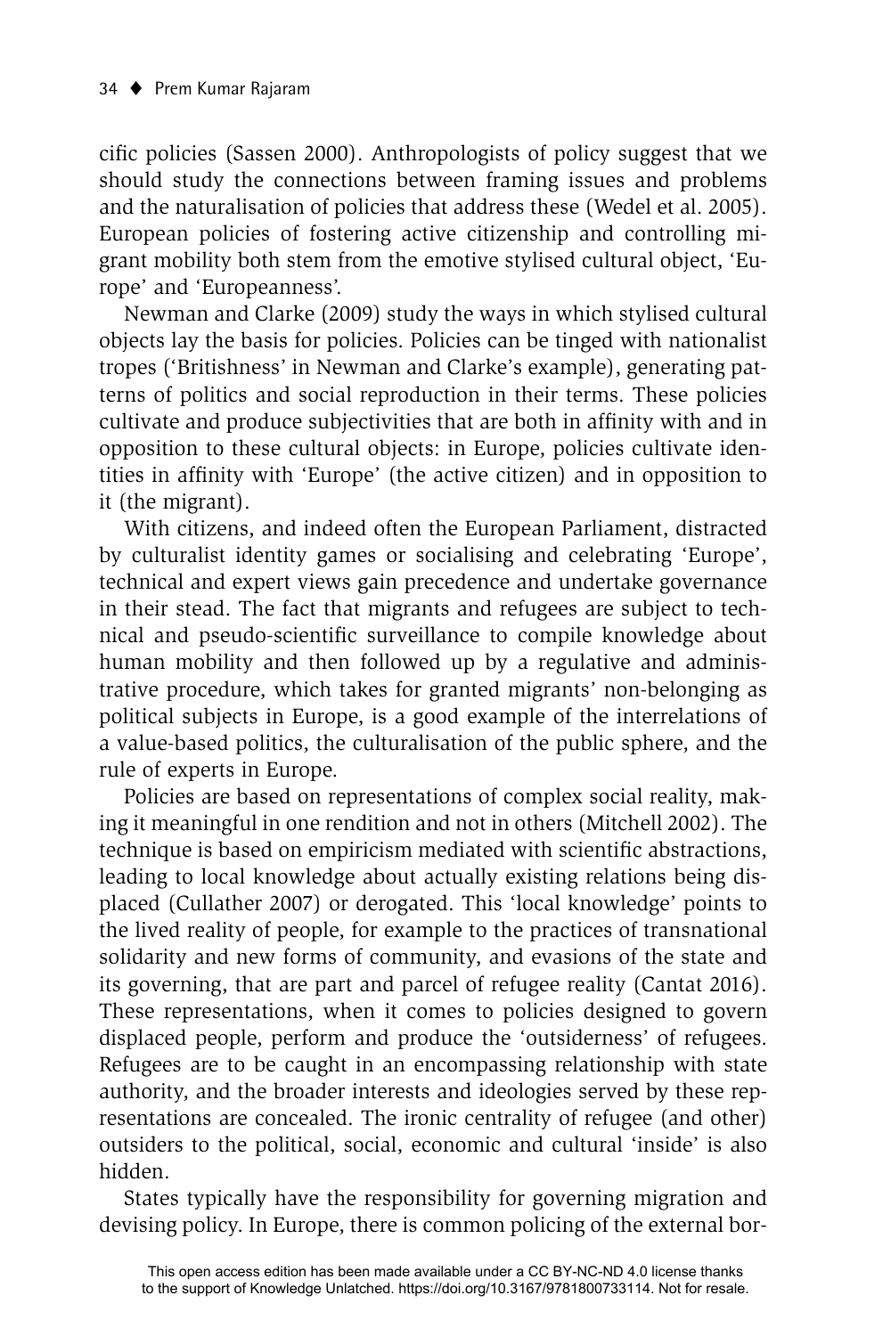cific policies (Sassen 2000). Anthropologists of policy suggest that we should study the connections between framing issues and problems and the naturalisation of policies that address these (Wedel et al. 2005). European policies of fostering active citizenship and controlling migrant mobility both stem from the emotive stylised cultural object, 'Europe' and 'Europeanness'.

Newman and Clarke (2009) study the ways in which stylised cultural objects lay the basis for policies. Policies can be tinged with nationalist tropes ('Britishness' in Newman and Clarke's example), generating patterns of politics and social reproduction in their terms. These policies cultivate and produce subjectivities that are both in affinity with and in opposition to these cultural objects: in Europe, policies cultivate identities in affinity with 'Europe' (the active citizen) and in opposition to it (the migrant).

With citizens, and indeed often the European Parliament, distracted by culturalist identity games or socialising and celebrating 'Europe', technical and expert views gain precedence and undertake governance in their stead. The fact that migrants and refugees are subject to technical and pseudo-scientific surveillance to compile knowledge about human mobility and then followed up by a regulative and administrative procedure, which takes for granted migrants' non-belonging as political subjects in Europe, is a good example of the interrelations of a value-based politics, the culturalisation of the public sphere, and the rule of experts in Europe.

Policies are based on representations of complex social reality, making it meaningful in one rendition and not in others (Mitchell 2002). The technique is based on empiricism mediated with scientific abstractions, leading to local knowledge about actually existing relations being displaced (Cullather 2007) or derogated. This 'local knowledge' points to the lived reality of people, for example to the practices of transnational solidarity and new forms of community, and evasions of the state and its governing, that are part and parcel of refugee reality (Cantat 2016). These representations, when it comes to policies designed to govern displaced people, perform and produce the 'outsiderness' of refugees. Refugees are to be caught in an encompassing relationship with state authority, and the broader interests and ideologies served by these representations are concealed. The ironic centrality of refugee (and other) outsiders to the political, social, economic and cultural 'inside' is also hidden.

States typically have the responsibility for governing migration and devising policy. In Europe, there is common policing of the external bor-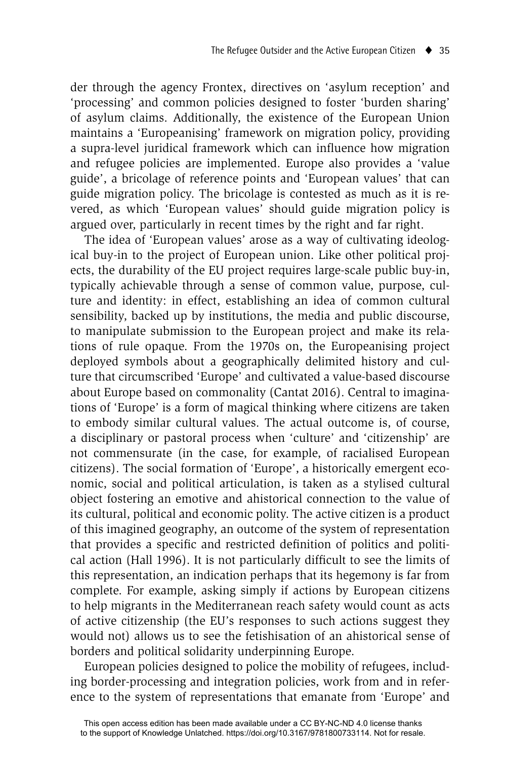der through the agency Frontex, directives on 'asylum reception' and 'processing' and common policies designed to foster 'burden sharing' of asylum claims. Additionally, the existence of the European Union maintains a 'Europeanising' framework on migration policy, providing a supra-level juridical framework which can influence how migration and refugee policies are implemented. Europe also provides a 'value guide', a bricolage of reference points and 'European values' that can guide migration policy. The bricolage is contested as much as it is revered, as which 'European values' should guide migration policy is argued over, particularly in recent times by the right and far right.

The idea of 'European values' arose as a way of cultivating ideological buy-in to the project of European union. Like other political projects, the durability of the EU project requires large-scale public buy-in, typically achievable through a sense of common value, purpose, culture and identity: in effect, establishing an idea of common cultural sensibility, backed up by institutions, the media and public discourse, to manipulate submission to the European project and make its relations of rule opaque. From the 1970s on, the Europeanising project deployed symbols about a geographically delimited history and culture that circumscribed 'Europe' and cultivated a value-based discourse about Europe based on commonality (Cantat 2016). Central to imaginations of 'Europe' is a form of magical thinking where citizens are taken to embody similar cultural values. The actual outcome is, of course, a disciplinary or pastoral process when 'culture' and 'citizenship' are not commensurate (in the case, for example, of racialised European citizens). The social formation of 'Europe', a historically emergent economic, social and political articulation, is taken as a stylised cultural object fostering an emotive and ahistorical connection to the value of its cultural, political and economic polity. The active citizen is a product of this imagined geography, an outcome of the system of representation that provides a specific and restricted definition of politics and political action (Hall 1996). It is not particularly difficult to see the limits of this representation, an indication perhaps that its hegemony is far from complete. For example, asking simply if actions by European citizens to help migrants in the Mediterranean reach safety would count as acts of active citizenship (the EU's responses to such actions suggest they would not) allows us to see the fetishisation of an ahistorical sense of borders and political solidarity underpinning Europe.

European policies designed to police the mobility of refugees, including border-processing and integration policies, work from and in reference to the system of representations that emanate from 'Europe' and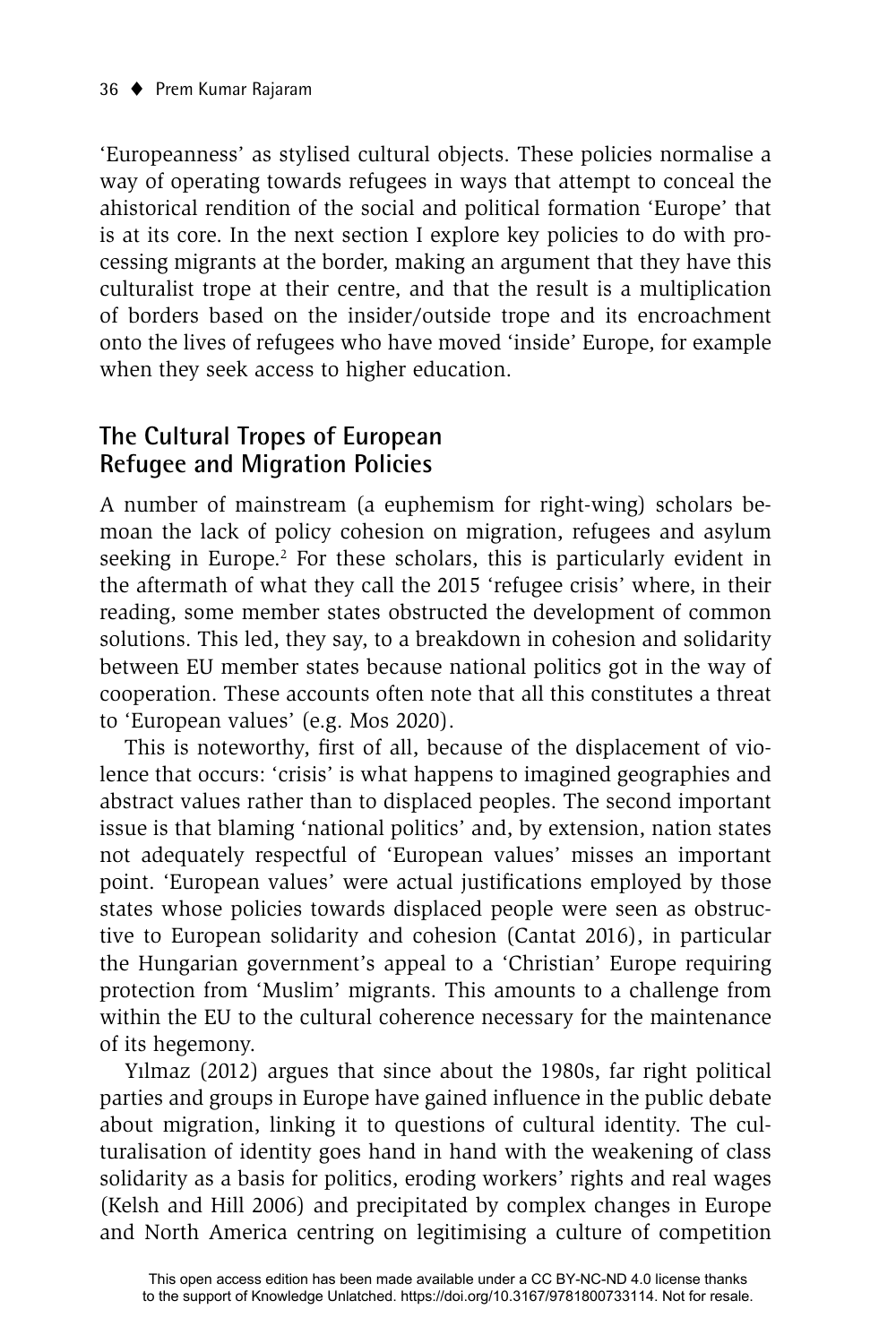'Europeanness' as stylised cultural objects. These policies normalise a way of operating towards refugees in ways that attempt to conceal the ahistorical rendition of the social and political formation 'Europe' that is at its core. In the next section I explore key policies to do with processing migrants at the border, making an argument that they have this culturalist trope at their centre, and that the result is a multiplication of borders based on the insider/outside trope and its encroachment onto the lives of refugees who have moved 'inside' Europe, for example when they seek access to higher education.

## The Cultural Tropes of European Refugee and Migration Policies

A number of mainstream (a euphemism for right-wing) scholars bemoan the lack of policy cohesion on migration, refugees and asylum seeking in Europe.[2] For these scholars, this is particularly evident in the aftermath of what they call the 2015 'refugee crisis' where, in their reading, some member states obstructed the development of common solutions. This led, they say, to a breakdown in cohesion and solidarity between EU member states because national politics got in the way of cooperation. These accounts often note that all this constitutes a threat to 'European values' (e.g. Mos 2020).

This is noteworthy, first of all, because of the displacement of violence that occurs: 'crisis' is what happens to imagined geographies and abstract values rather than to displaced peoples. The second important issue is that blaming 'national politics' and, by extension, nation states not adequately respectful of 'European values' misses an important point. 'European values' were actual justifications employed by those states whose policies towards displaced people were seen as obstructive to European solidarity and cohesion (Cantat 2016), in particular the Hungarian government's appeal to a 'Christian' Europe requiring protection from 'Muslim' migrants. This amounts to a challenge from within the EU to the cultural coherence necessary for the maintenance of its hegemony.

Yılmaz (2012) argues that since about the 1980s, far right political parties and groups in Europe have gained influence in the public debate about migration, linking it to questions of cultural identity. The culturalisation of identity goes hand in hand with the weakening of class solidarity as a basis for politics, eroding workers' rights and real wages (Kelsh and Hill 2006) and precipitated by complex changes in Europe and North America centring on legitimising a culture of competition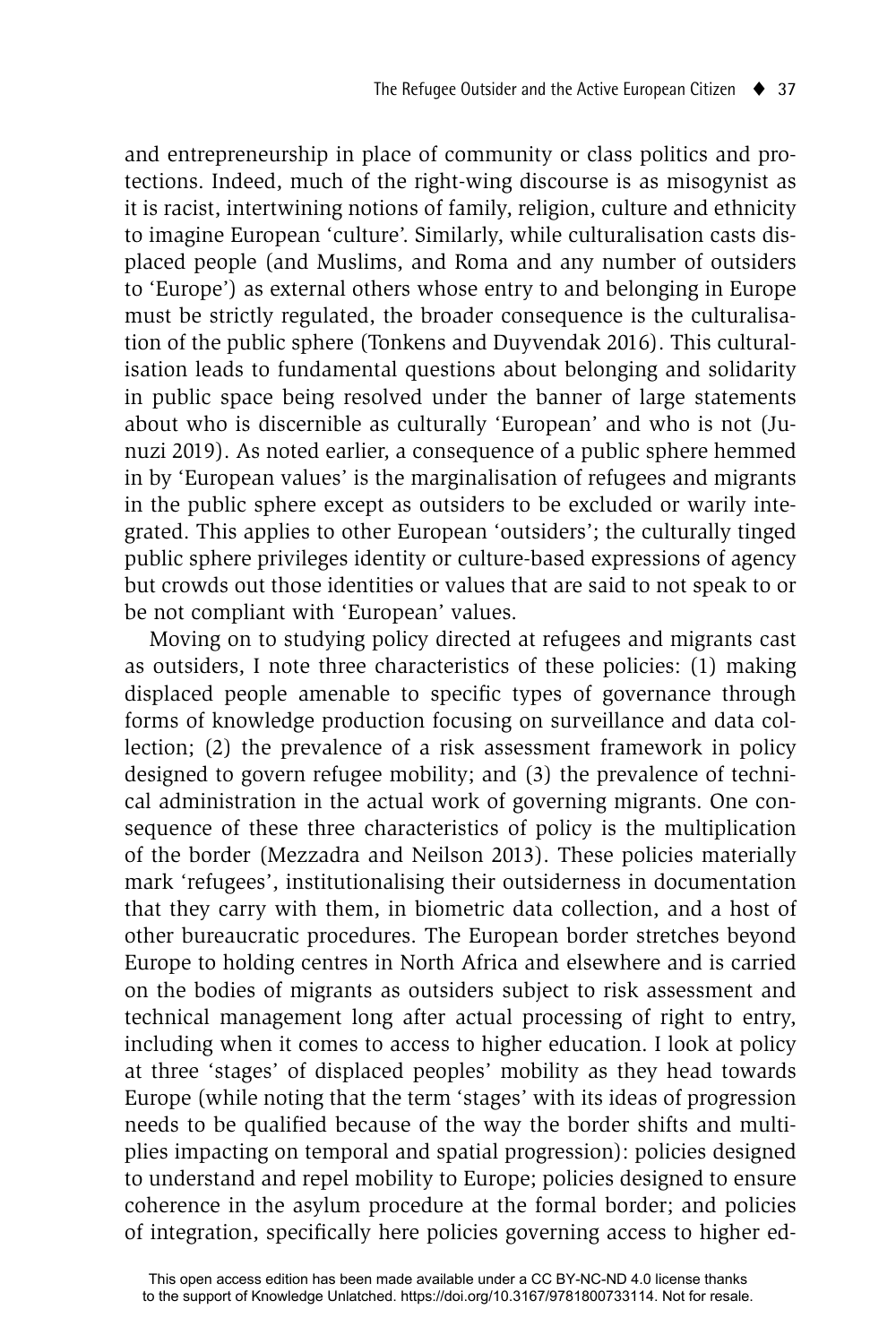and entrepreneurship in place of community or class politics and protections. Indeed, much of the right-wing discourse is as misogynist as it is racist, intertwining notions of family, religion, culture and ethnicity to imagine European 'culture'. Similarly, while culturalisation casts displaced people (and Muslims, and Roma and any number of outsiders to 'Europe') as external others whose entry to and belonging in Europe must be strictly regulated, the broader consequence is the culturalisation of the public sphere (Tonkens and Duyvendak 2016). This culturalisation leads to fundamental questions about belonging and solidarity in public space being resolved under the banner of large statements about who is discernible as culturally 'European' and who is not (Junuzi 2019). As noted earlier, a consequence of a public sphere hemmed in by 'European values' is the marginalisation of refugees and migrants in the public sphere except as outsiders to be excluded or warily integrated. This applies to other European 'outsiders'; the culturally tinged public sphere privileges identity or culture-based expressions of agency but crowds out those identities or values that are said to not speak to or be not compliant with 'European' values.

Moving on to studying policy directed at refugees and migrants cast as outsiders, I note three characteristics of these policies: (1) making displaced people amenable to specific types of governance through forms of knowledge production focusing on surveillance and data collection; (2) the prevalence of a risk assessment framework in policy designed to govern refugee mobility; and (3) the prevalence of technical administration in the actual work of governing migrants. One consequence of these three characteristics of policy is the multiplication of the border (Mezzadra and Neilson 2013). These policies materially mark 'refugees', institutionalising their outsiderness in documentation that they carry with them, in biometric data collection, and a host of other bureaucratic procedures. The European border stretches beyond Europe to holding centres in North Africa and elsewhere and is carried on the bodies of migrants as outsiders subject to risk assessment and technical management long after actual processing of right to entry, including when it comes to access to higher education. I look at policy at three 'stages' of displaced peoples' mobility as they head towards Europe (while noting that the term 'stages' with its ideas of progression needs to be qualified because of the way the border shifts and multiplies impacting on temporal and spatial progression): policies designed to understand and repel mobility to Europe; policies designed to ensure coherence in the asylum procedure at the formal border; and policies of integration, specifically here policies governing access to higher ed-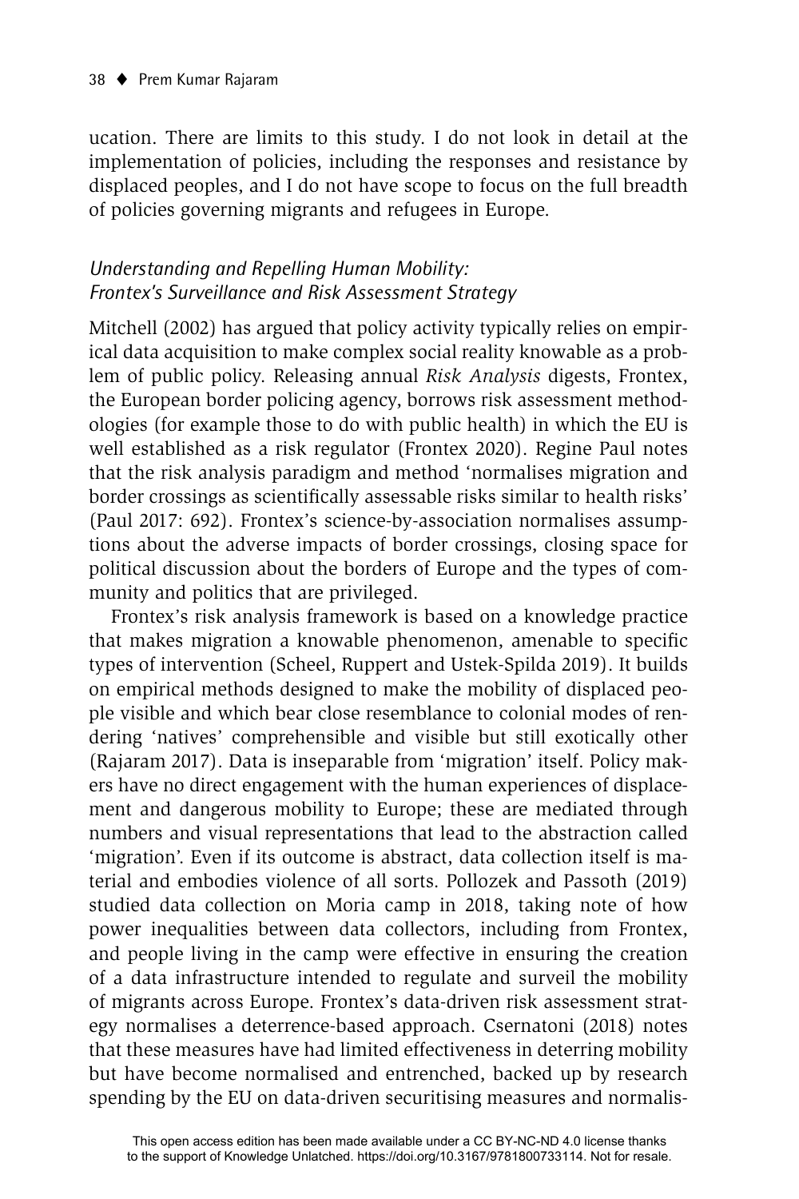ucation. There are limits to this study. I do not look in detail at the implementation of policies, including the responses and resistance by displaced peoples, and I do not have scope to focus on the full breadth of policies governing migrants and refugees in Europe.

### *Understanding and Repelling Human Mobility: Frontex's Surveillance and Risk Assessment Strategy*

Mitchell (2002) has argued that policy activity typically relies on empirical data acquisition to make complex social reality knowable as a problem of public policy. Releasing annual *Risk Analysis* digests, Frontex, the European border policing agency, borrows risk assessment methodologies (for example those to do with public health) in which the EU is well established as a risk regulator (Frontex 2020). Regine Paul notes that the risk analysis paradigm and method 'normalises migration and border crossings as scientifically assessable risks similar to health risks' (Paul 2017: 692). Frontex's science-by-association normalises assumptions about the adverse impacts of border crossings, closing space for political discussion about the borders of Europe and the types of community and politics that are privileged.

Frontex's risk analysis framework is based on a knowledge practice that makes migration a knowable phenomenon, amenable to specific types of intervention (Scheel, Ruppert and Ustek-Spilda 2019). It builds on empirical methods designed to make the mobility of displaced people visible and which bear close resemblance to colonial modes of rendering 'natives' comprehensible and visible but still exotically other (Rajaram 2017). Data is inseparable from 'migration' itself. Policy makers have no direct engagement with the human experiences of displacement and dangerous mobility to Europe; these are mediated through numbers and visual representations that lead to the abstraction called 'migration'. Even if its outcome is abstract, data collection itself is material and embodies violence of all sorts. Pollozek and Passoth (2019) studied data collection on Moria camp in 2018, taking note of how power inequalities between data collectors, including from Frontex, and people living in the camp were effective in ensuring the creation of a data infrastructure intended to regulate and surveil the mobility of migrants across Europe. Frontex's data-driven risk assessment strategy normalises a deterrence-based approach. Csernatoni (2018) notes that these measures have had limited effectiveness in deterring mobility but have become normalised and entrenched, backed up by research spending by the EU on data-driven securitising measures and normalis-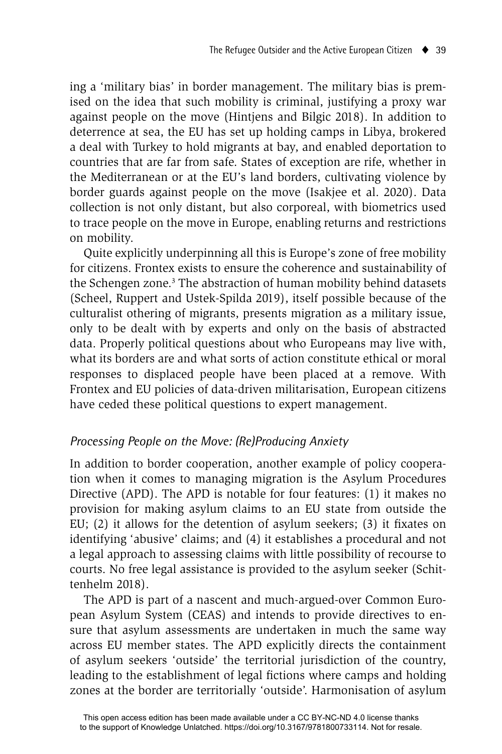ing a 'military bias' in border management. The military bias is premised on the idea that such mobility is criminal, justifying a proxy war against people on the move (Hintjens and Bilgic 2018). In addition to deterrence at sea, the EU has set up holding camps in Libya, brokered a deal with Turkey to hold migrants at bay, and enabled deportation to countries that are far from safe. States of exception are rife, whether in the Mediterranean or at the EU's land borders, cultivating violence by border guards against people on the move (Isakjee et al. 2020). Data collection is not only distant, but also corporeal, with biometrics used to trace people on the move in Europe, enabling returns and restrictions on mobility.

Quite explicitly underpinning all this is Europe's zone of free mobility for citizens. Frontex exists to ensure the coherence and sustainability of the Schengen zone.[3] The abstraction of human mobility behind datasets (Scheel, Ruppert and Ustek-Spilda 2019), itself possible because of the culturalist othering of migrants, presents migration as a military issue, only to be dealt with by experts and only on the basis of abstracted data. Properly political questions about who Europeans may live with, what its borders are and what sorts of action constitute ethical or moral responses to displaced people have been placed at a remove. With Frontex and EU policies of data-driven militarisation, European citizens have ceded these political questions to expert management.

### *Processing People on the Move: (Re)Producing Anxiety*

In addition to border cooperation, another example of policy cooperation when it comes to managing migration is the Asylum Procedures Directive (APD). The APD is notable for four features: (1) it makes no provision for making asylum claims to an EU state from outside the EU; (2) it allows for the detention of asylum seekers; (3) it fixates on identifying 'abusive' claims; and (4) it establishes a procedural and not a legal approach to assessing claims with little possibility of recourse to courts. No free legal assistance is provided to the asylum seeker (Schittenhelm 2018).

The APD is part of a nascent and much-argued-over Common European Asylum System (CEAS) and intends to provide directives to ensure that asylum assessments are undertaken in much the same way across EU member states. The APD explicitly directs the containment of asylum seekers 'outside' the territorial jurisdiction of the country, leading to the establishment of legal fictions where camps and holding zones at the border are territorially 'outside'. Harmonisation of asylum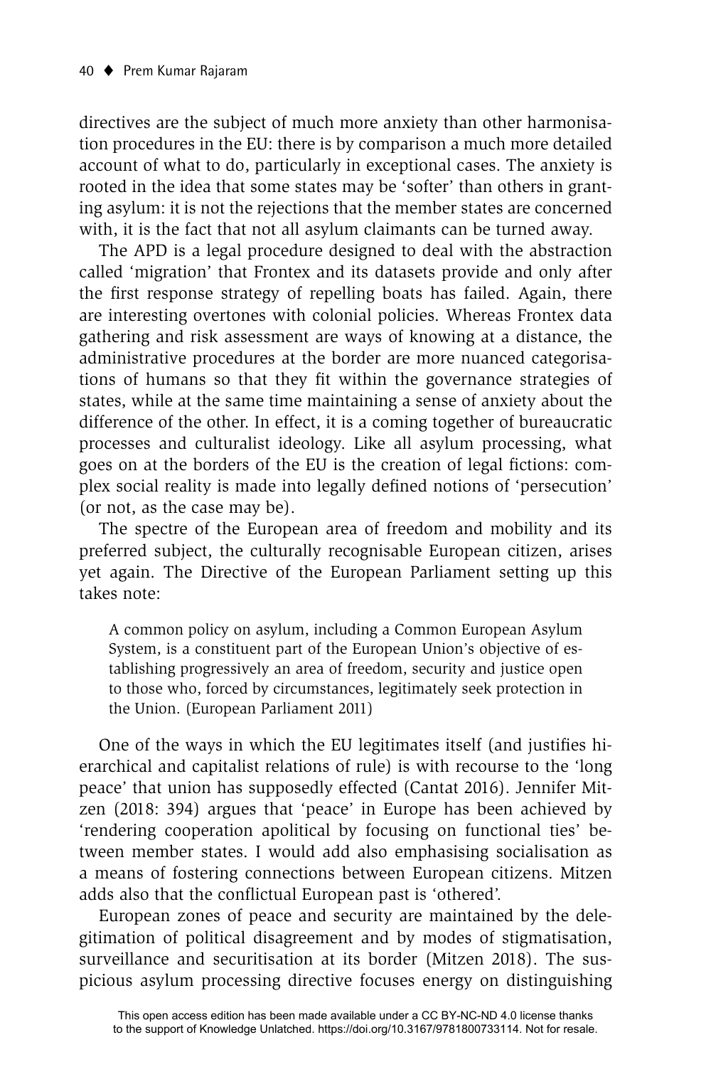directives are the subject of much more anxiety than other harmonisation procedures in the EU: there is by comparison a much more detailed account of what to do, particularly in exceptional cases. The anxiety is rooted in the idea that some states may be 'softer' than others in granting asylum: it is not the rejections that the member states are concerned with, it is the fact that not all asylum claimants can be turned away.

The APD is a legal procedure designed to deal with the abstraction called 'migration' that Frontex and its datasets provide and only after the first response strategy of repelling boats has failed. Again, there are interesting overtones with colonial policies. Whereas Frontex data gathering and risk assessment are ways of knowing at a distance, the administrative procedures at the border are more nuanced categorisations of humans so that they fit within the governance strategies of states, while at the same time maintaining a sense of anxiety about the difference of the other. In effect, it is a coming together of bureaucratic processes and culturalist ideology. Like all asylum processing, what goes on at the borders of the EU is the creation of legal fictions: complex social reality is made into legally defined notions of 'persecution' (or not, as the case may be).

The spectre of the European area of freedom and mobility and its preferred subject, the culturally recognisable European citizen, arises yet again. The Directive of the European Parliament setting up this takes note:

> A common policy on asylum, including a Common European Asylum System, is a constituent part of the European Union's objective of establishing progressively an area of freedom, security and justice open to those who, forced by circumstances, legitimately seek protection in the Union. (European Parliament 2011)

One of the ways in which the EU legitimates itself (and justifies hierarchical and capitalist relations of rule) is with recourse to the 'long peace' that union has supposedly effected (Cantat 2016). Jennifer Mitzen (2018: 394) argues that 'peace' in Europe has been achieved by 'rendering cooperation apolitical by focusing on functional ties' between member states. I would add also emphasising socialisation as a means of fostering connections between European citizens. Mitzen adds also that the conflictual European past is 'othered'.

European zones of peace and security are maintained by the delegitimation of political disagreement and by modes of stigmatisation, surveillance and securitisation at its border (Mitzen 2018). The suspicious asylum processing directive focuses energy on distinguishing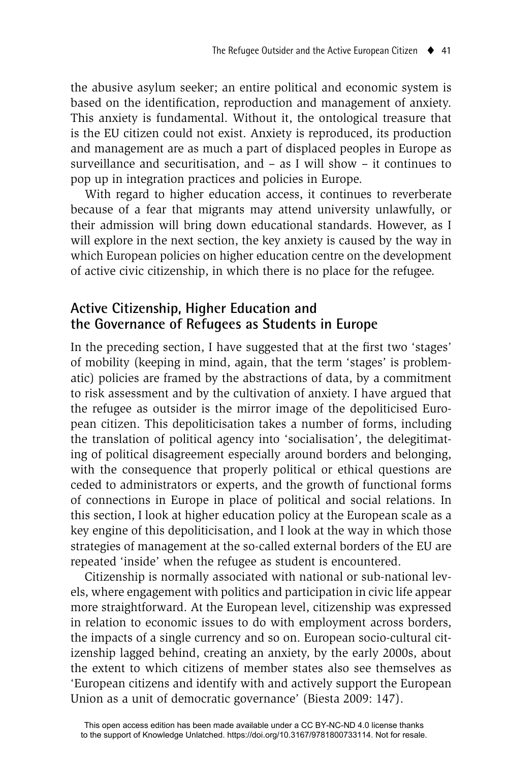the abusive asylum seeker; an entire political and economic system is based on the identification, reproduction and management of anxiety. This anxiety is fundamental. Without it, the ontological treasure that is the EU citizen could not exist. Anxiety is reproduced, its production and management are as much a part of displaced peoples in Europe as surveillance and securitisation, and – as I will show – it continues to pop up in integration practices and policies in Europe.

With regard to higher education access, it continues to reverberate because of a fear that migrants may attend university unlawfully, or their admission will bring down educational standards. However, as I will explore in the next section, the key anxiety is caused by the way in which European policies on higher education centre on the development of active civic citizenship, in which there is no place for the refugee.

## Active Citizenship, Higher Education and the Governance of Refugees as Students in Europe

In the preceding section, I have suggested that at the first two 'stages' of mobility (keeping in mind, again, that the term 'stages' is problematic) policies are framed by the abstractions of data, by a commitment to risk assessment and by the cultivation of anxiety. I have argued that the refugee as outsider is the mirror image of the depoliticised European citizen. This depoliticisation takes a number of forms, including the translation of political agency into 'socialisation', the delegitimating of political disagreement especially around borders and belonging, with the consequence that properly political or ethical questions are ceded to administrators or experts, and the growth of functional forms of connections in Europe in place of political and social relations. In this section, I look at higher education policy at the European scale as a key engine of this depoliticisation, and I look at the way in which those strategies of management at the so-called external borders of the EU are repeated 'inside' when the refugee as student is encountered.

Citizenship is normally associated with national or sub-national levels, where engagement with politics and participation in civic life appear more straightforward. At the European level, citizenship was expressed in relation to economic issues to do with employment across borders, the impacts of a single currency and so on. European socio-cultural citizenship lagged behind, creating an anxiety, by the early 2000s, about the extent to which citizens of member states also see themselves as 'European citizens and identify with and actively support the European Union as a unit of democratic governance' (Biesta 2009: 147).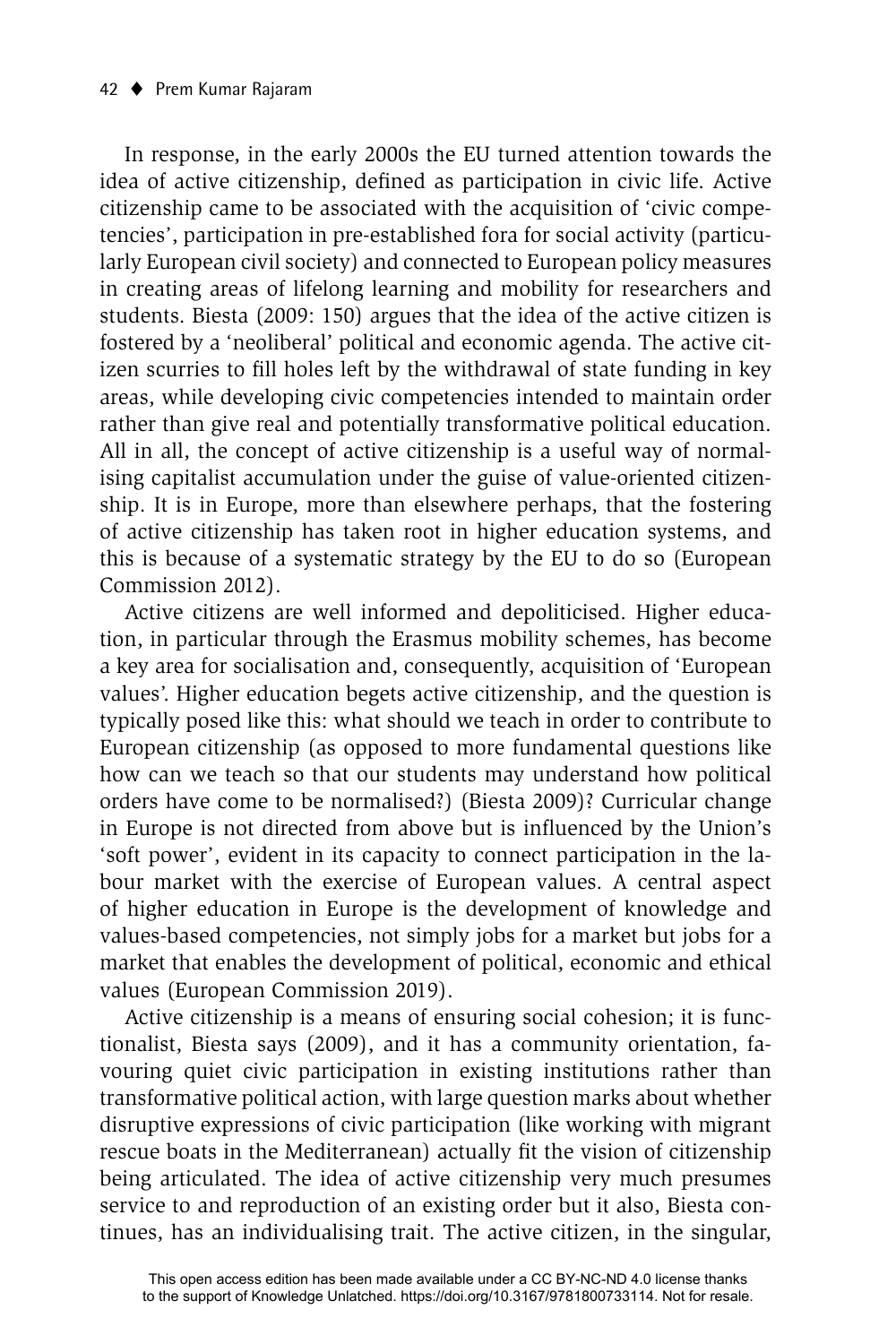In response, in the early 2000s the EU turned attention towards the idea of active citizenship, defined as participation in civic life. Active citizenship came to be associated with the acquisition of 'civic competencies', participation in pre-established fora for social activity (particularly European civil society) and connected to European policy measures in creating areas of lifelong learning and mobility for researchers and students. Biesta (2009: 150) argues that the idea of the active citizen is fostered by a 'neoliberal' political and economic agenda. The active citizen scurries to fill holes left by the withdrawal of state funding in key areas, while developing civic competencies intended to maintain order rather than give real and potentially transformative political education. All in all, the concept of active citizenship is a useful way of normalising capitalist accumulation under the guise of value-oriented citizenship. It is in Europe, more than elsewhere perhaps, that the fostering of active citizenship has taken root in higher education systems, and this is because of a systematic strategy by the EU to do so (European Commission 2012).

Active citizens are well informed and depoliticised. Higher education, in particular through the Erasmus mobility schemes, has become a key area for socialisation and, consequently, acquisition of 'European values'. Higher education begets active citizenship, and the question is typically posed like this: what should we teach in order to contribute to European citizenship (as opposed to more fundamental questions like how can we teach so that our students may understand how political orders have come to be normalised?) (Biesta 2009)? Curricular change in Europe is not directed from above but is influenced by the Union's 'soft power', evident in its capacity to connect participation in the labour market with the exercise of European values. A central aspect of higher education in Europe is the development of knowledge and values-based competencies, not simply jobs for a market but jobs for a market that enables the development of political, economic and ethical values (European Commission 2019).

Active citizenship is a means of ensuring social cohesion; it is functionalist, Biesta says (2009), and it has a community orientation, favouring quiet civic participation in existing institutions rather than transformative political action, with large question marks about whether disruptive expressions of civic participation (like working with migrant rescue boats in the Mediterranean) actually fit the vision of citizenship being articulated. The idea of active citizenship very much presumes service to and reproduction of an existing order but it also, Biesta continues, has an individualising trait. The active citizen, in the singular,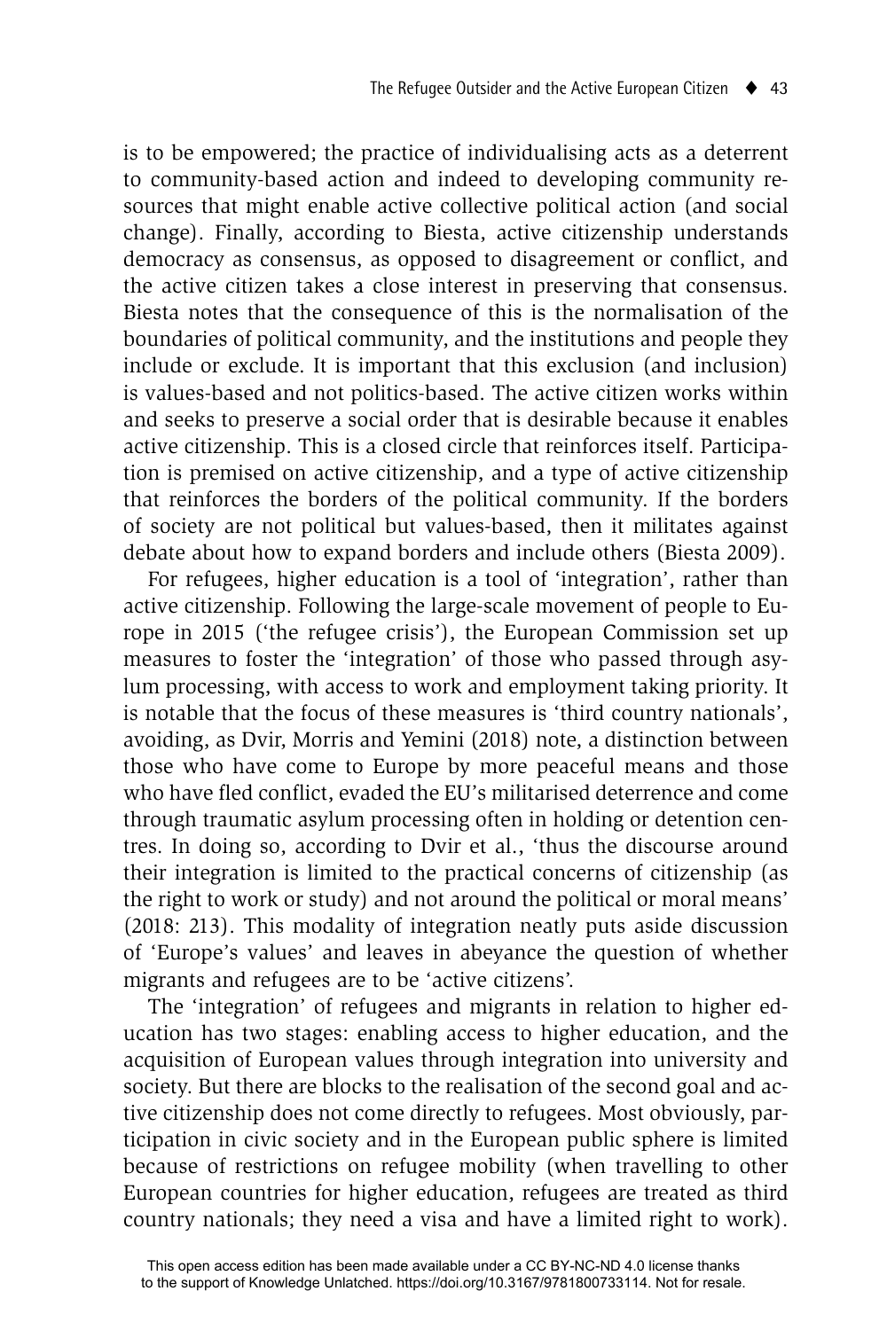is to be empowered; the practice of individualising acts as a deterrent to community-based action and indeed to developing community resources that might enable active collective political action (and social change). Finally, according to Biesta, active citizenship understands democracy as consensus, as opposed to disagreement or conflict, and the active citizen takes a close interest in preserving that consensus. Biesta notes that the consequence of this is the normalisation of the boundaries of political community, and the institutions and people they include or exclude. It is important that this exclusion (and inclusion) is values-based and not politics-based. The active citizen works within and seeks to preserve a social order that is desirable because it enables active citizenship. This is a closed circle that reinforces itself. Participation is premised on active citizenship, and a type of active citizenship that reinforces the borders of the political community. If the borders of society are not political but values-based, then it militates against debate about how to expand borders and include others (Biesta 2009).

For refugees, higher education is a tool of 'integration', rather than active citizenship. Following the large-scale movement of people to Europe in 2015 ('the refugee crisis'), the European Commission set up measures to foster the 'integration' of those who passed through asylum processing, with access to work and employment taking priority. It is notable that the focus of these measures is 'third country nationals', avoiding, as Dvir, Morris and Yemini (2018) note, a distinction between those who have come to Europe by more peaceful means and those who have fled conflict, evaded the EU's militarised deterrence and come through traumatic asylum processing often in holding or detention centres. In doing so, according to Dvir et al., 'thus the discourse around their integration is limited to the practical concerns of citizenship (as the right to work or study) and not around the political or moral means' (2018: 213). This modality of integration neatly puts aside discussion of 'Europe's values' and leaves in abeyance the question of whether migrants and refugees are to be 'active citizens'.

The 'integration' of refugees and migrants in relation to higher education has two stages: enabling access to higher education, and the acquisition of European values through integration into university and society. But there are blocks to the realisation of the second goal and active citizenship does not come directly to refugees. Most obviously, participation in civic society and in the European public sphere is limited because of restrictions on refugee mobility (when travelling to other European countries for higher education, refugees are treated as third country nationals; they need a visa and have a limited right to work).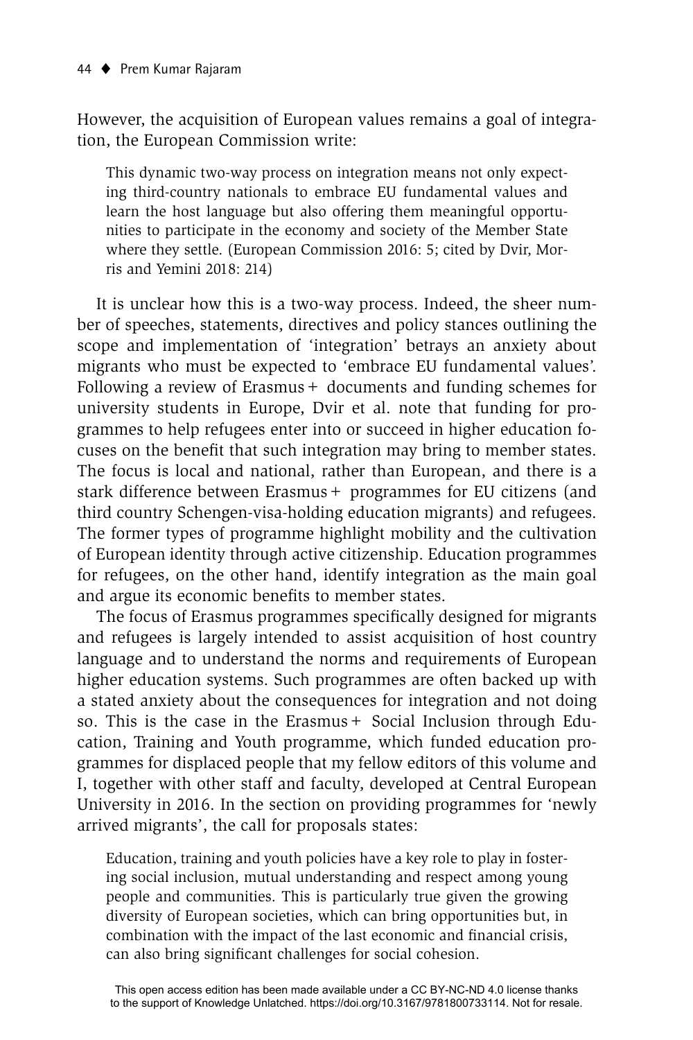However, the acquisition of European values remains a goal of integration, the European Commission write:

> This dynamic two-way process on integration means not only expecting third-country nationals to embrace EU fundamental values and learn the host language but also offering them meaningful opportunities to participate in the economy and society of the Member State where they settle. (European Commission 2016: 5; cited by Dvir, Morris and Yemini 2018: 214)

It is unclear how this is a two-way process. Indeed, the sheer number of speeches, statements, directives and policy stances outlining the scope and implementation of 'integration' betrays an anxiety about migrants who must be expected to 'embrace EU fundamental values'. Following a review of Erasmus+ documents and funding schemes for university students in Europe, Dvir et al. note that funding for programmes to help refugees enter into or succeed in higher education focuses on the benefit that such integration may bring to member states. The focus is local and national, rather than European, and there is a stark difference between Erasmus+ programmes for EU citizens (and third country Schengen-visa-holding education migrants) and refugees. The former types of programme highlight mobility and the cultivation of European identity through active citizenship. Education programmes for refugees, on the other hand, identify integration as the main goal and argue its economic benefits to member states.

The focus of Erasmus programmes specifically designed for migrants and refugees is largely intended to assist acquisition of host country language and to understand the norms and requirements of European higher education systems. Such programmes are often backed up with a stated anxiety about the consequences for integration and not doing so. This is the case in the Erasmus+ Social Inclusion through Education, Training and Youth programme, which funded education programmes for displaced people that my fellow editors of this volume and I, together with other staff and faculty, developed at Central European University in 2016. In the section on providing programmes for 'newly arrived migrants', the call for proposals states:

> Education, training and youth policies have a key role to play in fostering social inclusion, mutual understanding and respect among young people and communities. This is particularly true given the growing diversity of European societies, which can bring opportunities but, in combination with the impact of the last economic and financial crisis, can also bring significant challenges for social cohesion.

This open access edition has been made available under a CC BY-NC-ND 4.0 license thanks to the support of Knowledge Unlatched. https://doi.org/10.3167/9781800733114. Not for resale.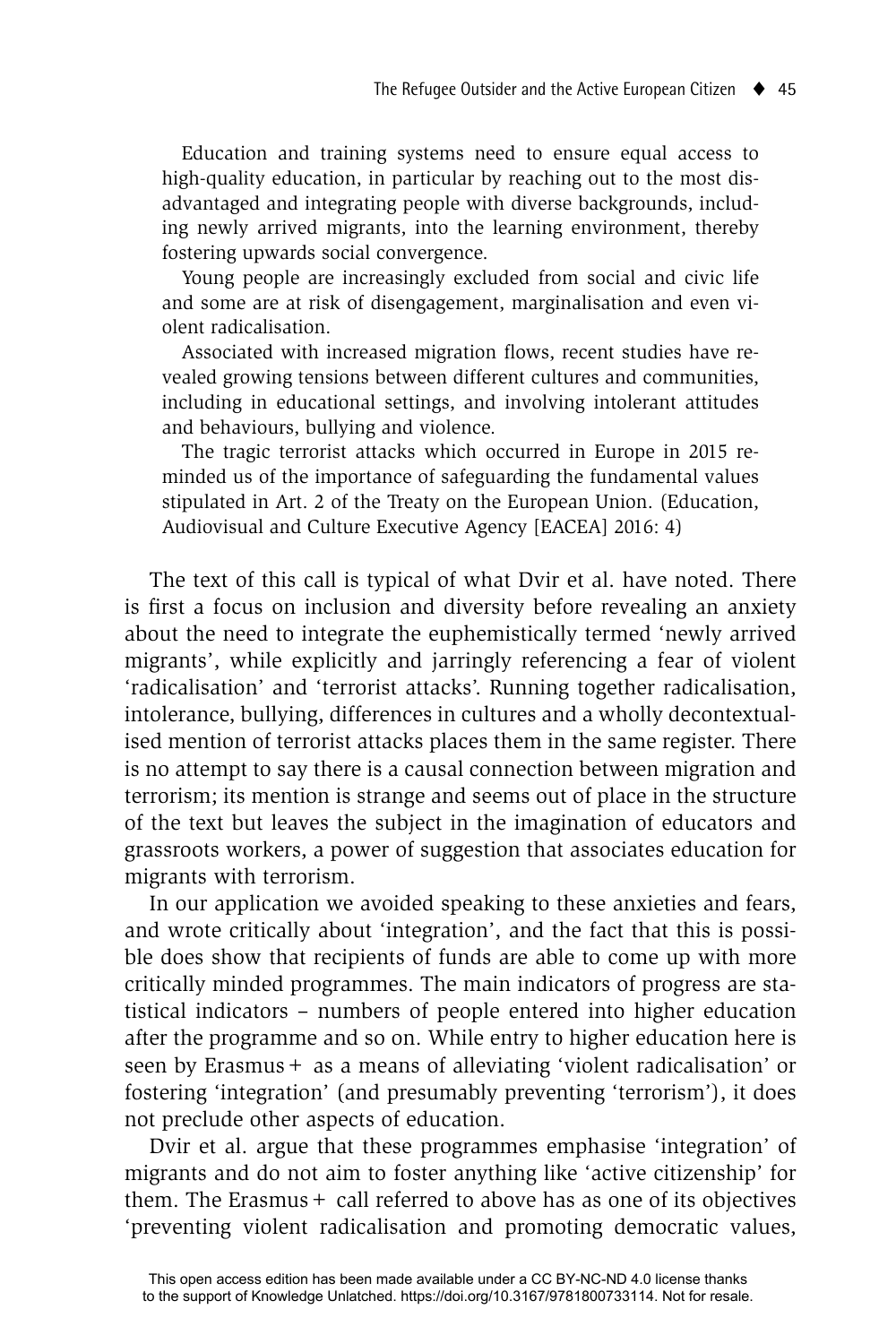> Education and training systems need to ensure equal access to high-quality education, in particular by reaching out to the most disadvantaged and integrating people with diverse backgrounds, including newly arrived migrants, into the learning environment, thereby fostering upwards social convergence.
>
> Young people are increasingly excluded from social and civic life and some are at risk of disengagement, marginalisation and even violent radicalisation.
>
> Associated with increased migration flows, recent studies have revealed growing tensions between different cultures and communities, including in educational settings, and involving intolerant attitudes and behaviours, bullying and violence.
>
> The tragic terrorist attacks which occurred in Europe in 2015 reminded us of the importance of safeguarding the fundamental values stipulated in Art. 2 of the Treaty on the European Union. (Education, Audiovisual and Culture Executive Agency [EACEA] 2016: 4)

The text of this call is typical of what Dvir et al. have noted. There is first a focus on inclusion and diversity before revealing an anxiety about the need to integrate the euphemistically termed 'newly arrived migrants', while explicitly and jarringly referencing a fear of violent 'radicalisation' and 'terrorist attacks'. Running together radicalisation, intolerance, bullying, differences in cultures and a wholly decontextualised mention of terrorist attacks places them in the same register. There is no attempt to say there is a causal connection between migration and terrorism; its mention is strange and seems out of place in the structure of the text but leaves the subject in the imagination of educators and grassroots workers, a power of suggestion that associates education for migrants with terrorism.

In our application we avoided speaking to these anxieties and fears, and wrote critically about 'integration', and the fact that this is possible does show that recipients of funds are able to come up with more critically minded programmes. The main indicators of progress are statistical indicators – numbers of people entered into higher education after the programme and so on. While entry to higher education here is seen by Erasmus + as a means of alleviating 'violent radicalisation' or fostering 'integration' (and presumably preventing 'terrorism'), it does not preclude other aspects of education.

Dvir et al. argue that these programmes emphasise 'integration' of migrants and do not aim to foster anything like 'active citizenship' for them. The Erasmus + call referred to above has as one of its objectives 'preventing violent radicalisation and promoting democratic values,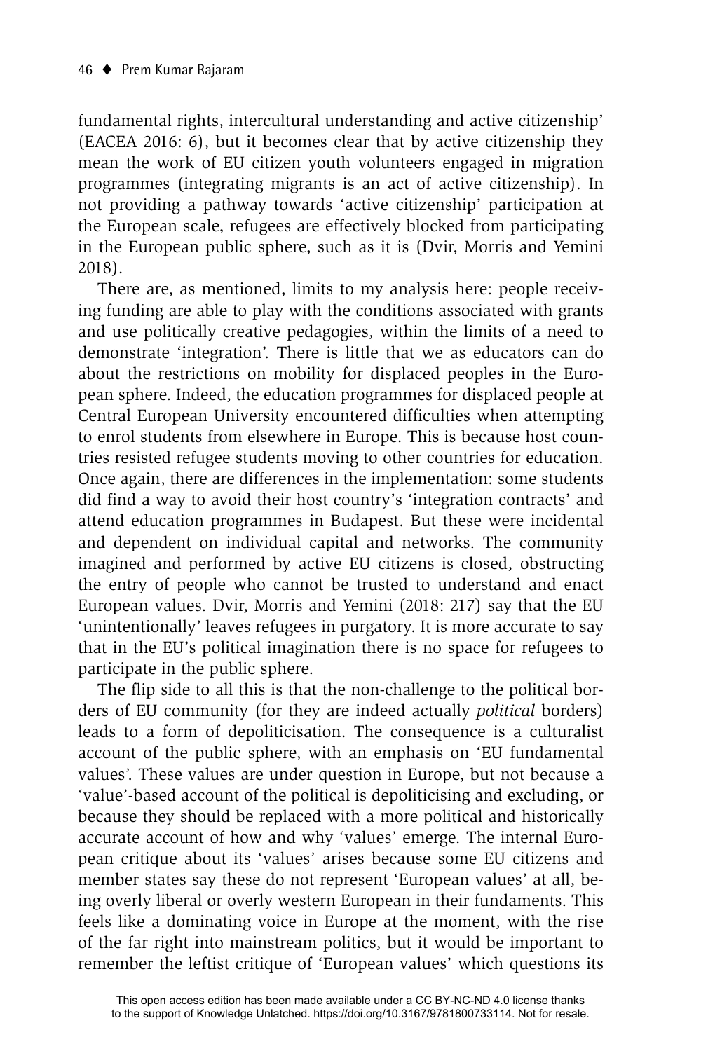fundamental rights, intercultural understanding and active citizenship' (EACEA 2016: 6), but it becomes clear that by active citizenship they mean the work of EU citizen youth volunteers engaged in migration programmes (integrating migrants is an act of active citizenship). In not providing a pathway towards 'active citizenship' participation at the European scale, refugees are effectively blocked from participating in the European public sphere, such as it is (Dvir, Morris and Yemini 2018).

There are, as mentioned, limits to my analysis here: people receiving funding are able to play with the conditions associated with grants and use politically creative pedagogies, within the limits of a need to demonstrate 'integration'. There is little that we as educators can do about the restrictions on mobility for displaced peoples in the European sphere. Indeed, the education programmes for displaced people at Central European University encountered difficulties when attempting to enrol students from elsewhere in Europe. This is because host countries resisted refugee students moving to other countries for education. Once again, there are differences in the implementation: some students did find a way to avoid their host country's 'integration contracts' and attend education programmes in Budapest. But these were incidental and dependent on individual capital and networks. The community imagined and performed by active EU citizens is closed, obstructing the entry of people who cannot be trusted to understand and enact European values. Dvir, Morris and Yemini (2018: 217) say that the EU 'unintentionally' leaves refugees in purgatory. It is more accurate to say that in the EU's political imagination there is no space for refugees to participate in the public sphere.

The flip side to all this is that the non-challenge to the political borders of EU community (for they are indeed actually *political* borders) leads to a form of depoliticisation. The consequence is a culturalist account of the public sphere, with an emphasis on 'EU fundamental values'. These values are under question in Europe, but not because a 'value'-based account of the political is depoliticising and excluding, or because they should be replaced with a more political and historically accurate account of how and why 'values' emerge. The internal European critique about its 'values' arises because some EU citizens and member states say these do not represent 'European values' at all, being overly liberal or overly western European in their fundaments. This feels like a dominating voice in Europe at the moment, with the rise of the far right into mainstream politics, but it would be important to remember the leftist critique of 'European values' which questions its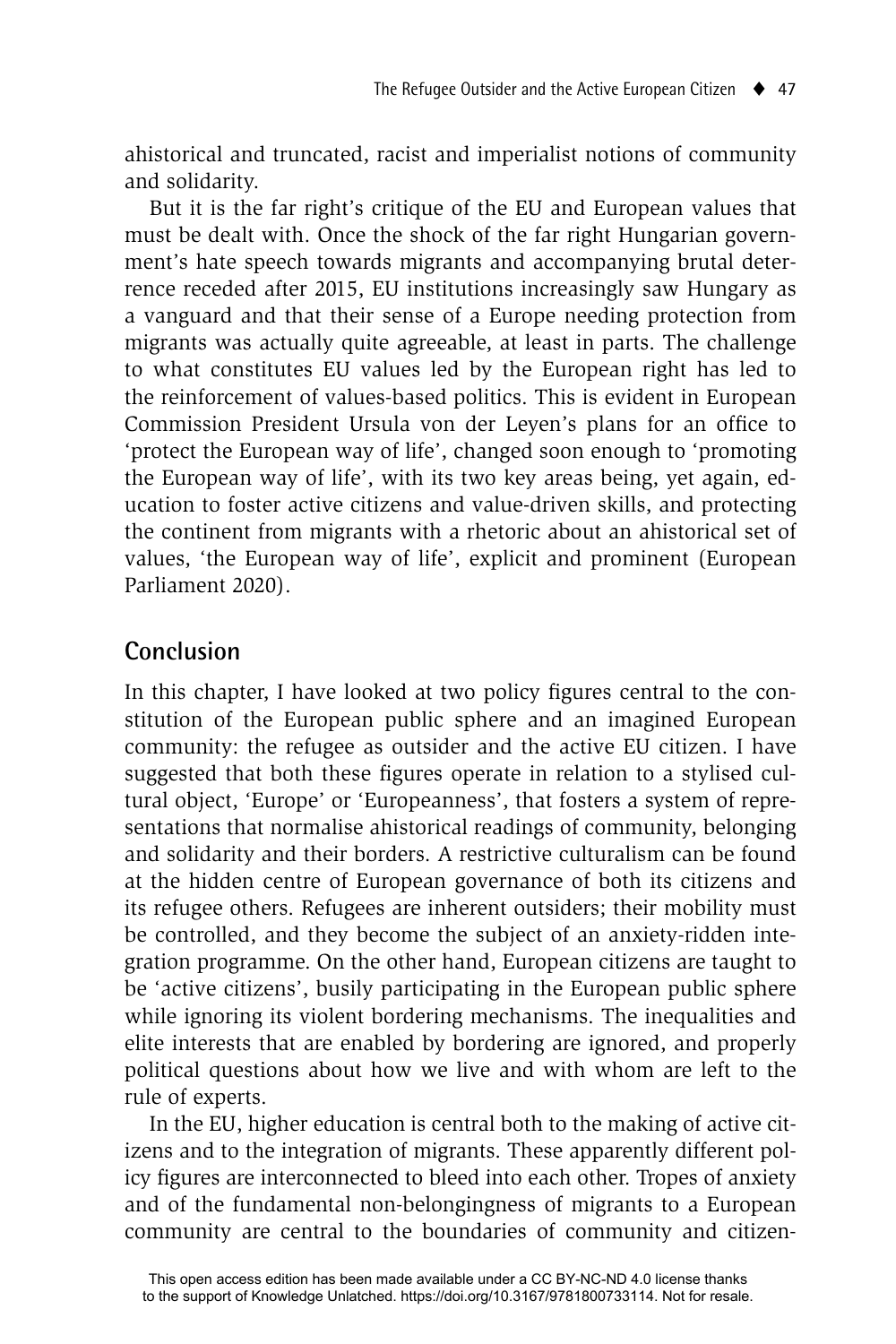ahistorical and truncated, racist and imperialist notions of community and solidarity.

But it is the far right's critique of the EU and European values that must be dealt with. Once the shock of the far right Hungarian government's hate speech towards migrants and accompanying brutal deterrence receded after 2015, EU institutions increasingly saw Hungary as a vanguard and that their sense of a Europe needing protection from migrants was actually quite agreeable, at least in parts. The challenge to what constitutes EU values led by the European right has led to the reinforcement of values-based politics. This is evident in European Commission President Ursula von der Leyen's plans for an office to 'protect the European way of life', changed soon enough to 'promoting the European way of life', with its two key areas being, yet again, education to foster active citizens and value-driven skills, and protecting the continent from migrants with a rhetoric about an ahistorical set of values, 'the European way of life', explicit and prominent (European Parliament 2020).

## Conclusion

In this chapter, I have looked at two policy figures central to the constitution of the European public sphere and an imagined European community: the refugee as outsider and the active EU citizen. I have suggested that both these figures operate in relation to a stylised cultural object, 'Europe' or 'Europeanness', that fosters a system of representations that normalise ahistorical readings of community, belonging and solidarity and their borders. A restrictive culturalism can be found at the hidden centre of European governance of both its citizens and its refugee others. Refugees are inherent outsiders; their mobility must be controlled, and they become the subject of an anxiety-ridden integration programme. On the other hand, European citizens are taught to be 'active citizens', busily participating in the European public sphere while ignoring its violent bordering mechanisms. The inequalities and elite interests that are enabled by bordering are ignored, and properly political questions about how we live and with whom are left to the rule of experts.

In the EU, higher education is central both to the making of active citizens and to the integration of migrants. These apparently different policy figures are interconnected to bleed into each other. Tropes of anxiety and of the fundamental non-belongingness of migrants to a European community are central to the boundaries of community and citizen-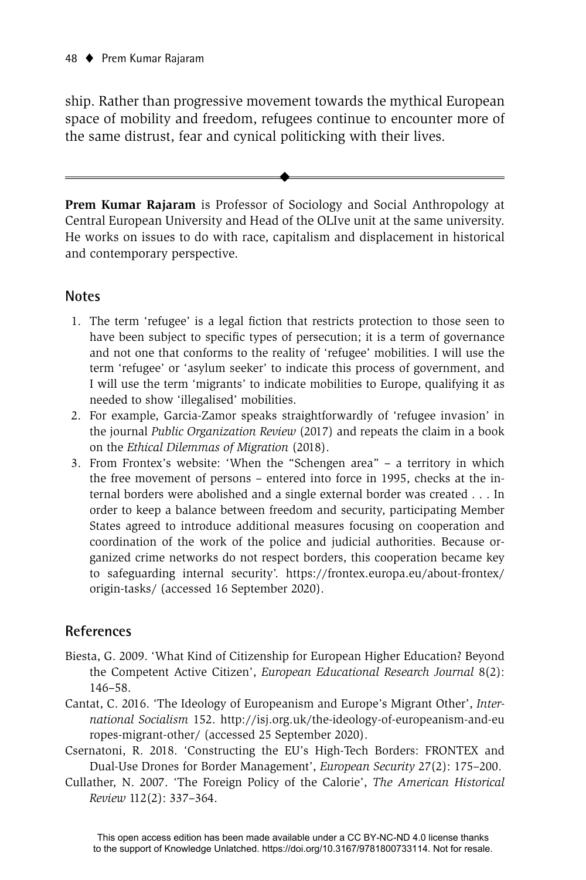ship. Rather than progressive movement towards the mythical European space of mobility and freedom, refugees continue to encounter more of the same distrust, fear and cynical politicking with their lives.

---

**Prem Kumar Rajaram** is Professor of Sociology and Social Anthropology at Central European University and Head of the OLIve unit at the same university. He works on issues to do with race, capitalism and displacement in historical and contemporary perspective.

## Notes

1. The term 'refugee' is a legal fiction that restricts protection to those seen to have been subject to specific types of persecution; it is a term of governance and not one that conforms to the reality of 'refugee' mobilities. I will use the term 'refugee' or 'asylum seeker' to indicate this process of government, and I will use the term 'migrants' to indicate mobilities to Europe, qualifying it as needed to show 'illegalised' mobilities.
2. For example, Garcia-Zamor speaks straightforwardly of 'refugee invasion' in the journal *Public Organization Review* (2017) and repeats the claim in a book on the *Ethical Dilemmas of Migration* (2018).
3. From Frontex's website: 'When the "Schengen area" – a territory in which the free movement of persons – entered into force in 1995, checks at the internal borders were abolished and a single external border was created . . . In order to keep a balance between freedom and security, participating Member States agreed to introduce additional measures focusing on cooperation and coordination of the work of the police and judicial authorities. Because organized crime networks do not respect borders, this cooperation became key to safeguarding internal security'. https://frontex.europa.eu/about-frontex/origin-tasks/ (accessed 16 September 2020).

## References

Biesta, G. 2009. 'What Kind of Citizenship for European Higher Education? Beyond the Competent Active Citizen', *European Educational Research Journal* 8(2): 146–58.

Cantat, C. 2016. 'The Ideology of Europeanism and Europe's Migrant Other', *International Socialism* 152. http://isj.org.uk/the-ideology-of-europeanism-and-europes-migrant-other/ (accessed 25 September 2020).

Csernatoni, R. 2018. 'Constructing the EU's High-Tech Borders: FRONTEX and Dual-Use Drones for Border Management', *European Security* 27(2): 175–200.

Cullather, N. 2007. 'The Foreign Policy of the Calorie', *The American Historical Review* 112(2): 337–364.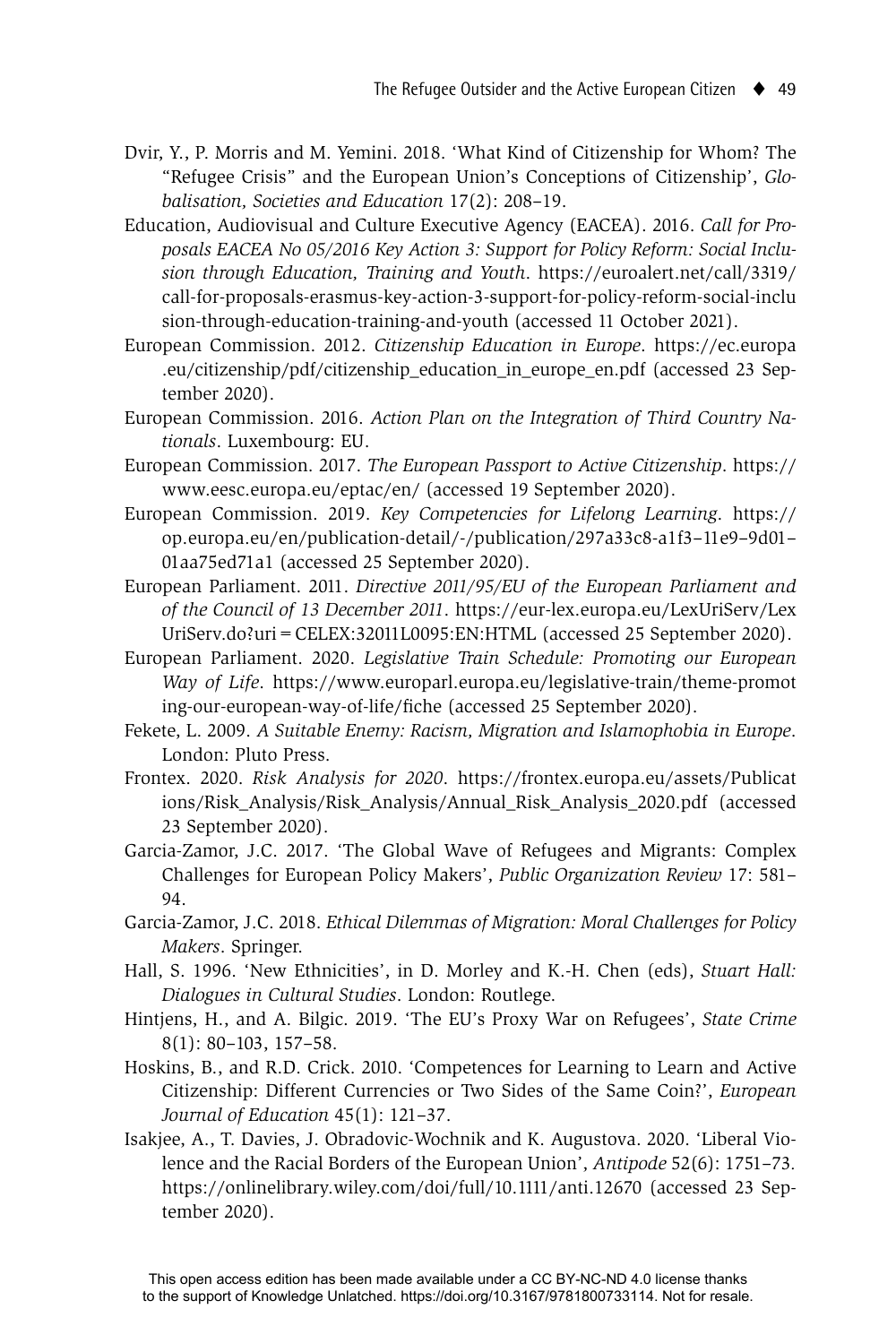Dvir, Y., P. Morris and M. Yemini. 2018. 'What Kind of Citizenship for Whom? The "Refugee Crisis" and the European Union's Conceptions of Citizenship', *Globalisation, Societies and Education* 17(2): 208–19.

Education, Audiovisual and Culture Executive Agency (EACEA). 2016. *Call for Proposals EACEA No 05/2016 Key Action 3: Support for Policy Reform: Social Inclusion through Education, Training and Youth*. https://euroalert.net/call/3319/call-for-proposals-erasmus-key-action-3-support-for-policy-reform-social-inclusion-through-education-training-and-youth (accessed 11 October 2021).

European Commission. 2012. *Citizenship Education in Europe*. https://ec.europa.eu/citizenship/pdf/citizenship_education_in_europe_en.pdf (accessed 23 September 2020).

European Commission. 2016. *Action Plan on the Integration of Third Country Nationals*. Luxembourg: EU.

European Commission. 2017. *The European Passport to Active Citizenship*. https://www.eesc.europa.eu/eptac/en/ (accessed 19 September 2020).

European Commission. 2019. *Key Competencies for Lifelong Learning*. https://op.europa.eu/en/publication-detail/-/publication/297a33c8-a1f3–11e9–9d01–01aa75ed71a1 (accessed 25 September 2020).

European Parliament. 2011. *Directive 2011/95/EU of the European Parliament and of the Council of 13 December 2011*. https://eur-lex.europa.eu/LexUriServ/LexUriServ.do?uri=CELEX:32011L0095:EN:HTML (accessed 25 September 2020).

European Parliament. 2020. *Legislative Train Schedule: Promoting our European Way of Life*. https://www.europarl.europa.eu/legislative-train/theme-promoting-our-european-way-of-life/fiche (accessed 25 September 2020).

Fekete, L. 2009. *A Suitable Enemy: Racism, Migration and Islamophobia in Europe*. London: Pluto Press.

Frontex. 2020. *Risk Analysis for 2020*. https://frontex.europa.eu/assets/Publications/Risk_Analysis/Risk_Analysis/Annual_Risk_Analysis_2020.pdf (accessed 23 September 2020).

Garcia-Zamor, J.C. 2017. 'The Global Wave of Refugees and Migrants: Complex Challenges for European Policy Makers', *Public Organization Review* 17: 581–94.

Garcia-Zamor, J.C. 2018. *Ethical Dilemmas of Migration: Moral Challenges for Policy Makers*. Springer.

Hall, S. 1996. 'New Ethnicities', in D. Morley and K.-H. Chen (eds), *Stuart Hall: Dialogues in Cultural Studies*. London: Routlege.

Hintjens, H., and A. Bilgic. 2019. 'The EU's Proxy War on Refugees', *State Crime* 8(1): 80–103, 157–58.

Hoskins, B., and R.D. Crick. 2010. 'Competences for Learning to Learn and Active Citizenship: Different Currencies or Two Sides of the Same Coin?', *European Journal of Education* 45(1): 121–37.

Isakjee, A., T. Davies, J. Obradovic-Wochnik and K. Augustova. 2020. 'Liberal Violence and the Racial Borders of the European Union', *Antipode* 52(6): 1751–73. https://onlinelibrary.wiley.com/doi/full/10.1111/anti.12670 (accessed 23 September 2020).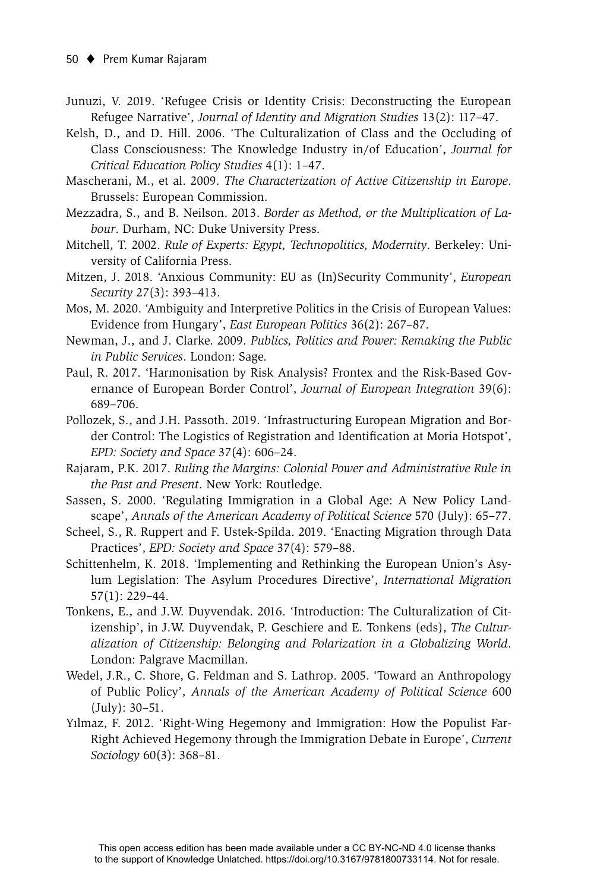Junuzi, V. 2019. 'Refugee Crisis or Identity Crisis: Deconstructing the European Refugee Narrative', *Journal of Identity and Migration Studies* 13(2): 117–47.

Kelsh, D., and D. Hill. 2006. 'The Culturalization of Class and the Occluding of Class Consciousness: The Knowledge Industry in/of Education', *Journal for Critical Education Policy Studies* 4(1): 1–47.

Mascherani, M., et al. 2009. *The Characterization of Active Citizenship in Europe*. Brussels: European Commission.

Mezzadra, S., and B. Neilson. 2013. *Border as Method, or the Multiplication of Labour*. Durham, NC: Duke University Press.

Mitchell, T. 2002. *Rule of Experts: Egypt, Technopolitics, Modernity*. Berkeley: University of California Press.

Mitzen, J. 2018. 'Anxious Community: EU as (In)Security Community', *European Security* 27(3): 393–413.

Mos, M. 2020. 'Ambiguity and Interpretive Politics in the Crisis of European Values: Evidence from Hungary', *East European Politics* 36(2): 267–87.

Newman, J., and J. Clarke. 2009. *Publics, Politics and Power: Remaking the Public in Public Services*. London: Sage.

Paul, R. 2017. 'Harmonisation by Risk Analysis? Frontex and the Risk-Based Governance of European Border Control', *Journal of European Integration* 39(6): 689–706.

Pollozek, S., and J.H. Passoth. 2019. 'Infrastructuring European Migration and Border Control: The Logistics of Registration and Identification at Moria Hotspot', *EPD: Society and Space* 37(4): 606–24.

Rajaram, P.K. 2017. *Ruling the Margins: Colonial Power and Administrative Rule in the Past and Present*. New York: Routledge.

Sassen, S. 2000. 'Regulating Immigration in a Global Age: A New Policy Landscape', *Annals of the American Academy of Political Science* 570 (July): 65–77.

Scheel, S., R. Ruppert and F. Ustek-Spilda. 2019. 'Enacting Migration through Data Practices', *EPD: Society and Space* 37(4): 579–88.

Schittenhelm, K. 2018. 'Implementing and Rethinking the European Union's Asylum Legislation: The Asylum Procedures Directive', *International Migration* 57(1): 229–44.

Tonkens, E., and J.W. Duyvendak. 2016. 'Introduction: The Culturalization of Citizenship', in J.W. Duyvendak, P. Geschiere and E. Tonkens (eds), *The Culturalization of Citizenship: Belonging and Polarization in a Globalizing World*. London: Palgrave Macmillan.

Wedel, J.R., C. Shore, G. Feldman and S. Lathrop. 2005. 'Toward an Anthropology of Public Policy', *Annals of the American Academy of Political Science* 600 (July): 30–51.

Yılmaz, F. 2012. 'Right-Wing Hegemony and Immigration: How the Populist Far-Right Achieved Hegemony through the Immigration Debate in Europe', *Current Sociology* 60(3): 368–81.

This open access edition has been made available under a CC BY-NC-ND 4.0 license thanks to the support of Knowledge Unlatched. https://doi.org/10.3167/9781800733114. Not for resale.